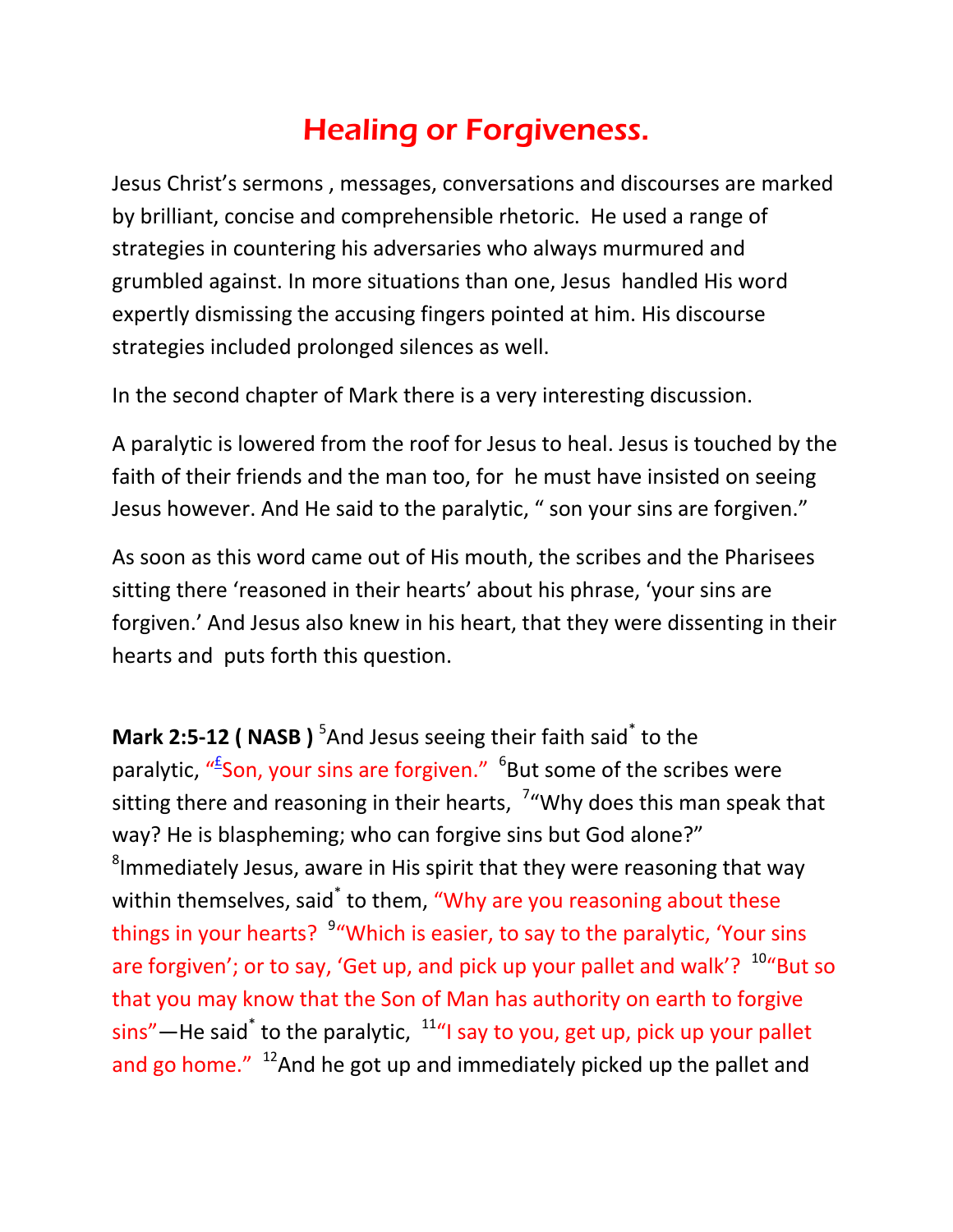# Healing or Forgiveness.

Jesus Christ's sermons , messages, conversations and discourses are marked by brilliant, concise and comprehensible rhetoric. He used a range of strategies in countering his adversaries who always murmured and grumbled against. In more situations than one, Jesus handled His word expertly dismissing the accusing fingers pointed at him. His discourse strategies included prolonged silences as well.

In the second chapter of Mark there is a very interesting discussion.

A paralytic is lowered from the roof for Jesus to heal. Jesus is touched by the faith of their friends and the man too, for he must have insisted on seeing Jesus however. And He said to the paralytic, " son your sins are forgiven."

As soon as this word came out of His mouth, the scribes and the Pharisees sitting there 'reasoned in their hearts' about his phrase, 'your sins are forgiven.' And Jesus also knew in his heart, that they were dissenting in their hearts and puts forth this question.

**Mark 2:5-12 ( NASB )** [5]And Jesus seeing their faith said* to the paralytic, "[£]Son, your sins are forgiven." [6]But some of the scribes were sitting there and reasoning in their hearts, [7]"Why does this man speak that way? He is blaspheming; who can forgive sins but God alone?" [8]Immediately Jesus, aware in His spirit that they were reasoning that way within themselves, said* to them, "Why are you reasoning about these things in your hearts? [9]"Which is easier, to say to the paralytic, 'Your sins are forgiven'; or to say, 'Get up, and pick up your pallet and walk'? [10]"But so that you may know that the Son of Man has authority on earth to forgive sins"—He said* to the paralytic, [11]"I say to you, get up, pick up your pallet and go home." [12]And he got up and immediately picked up the pallet and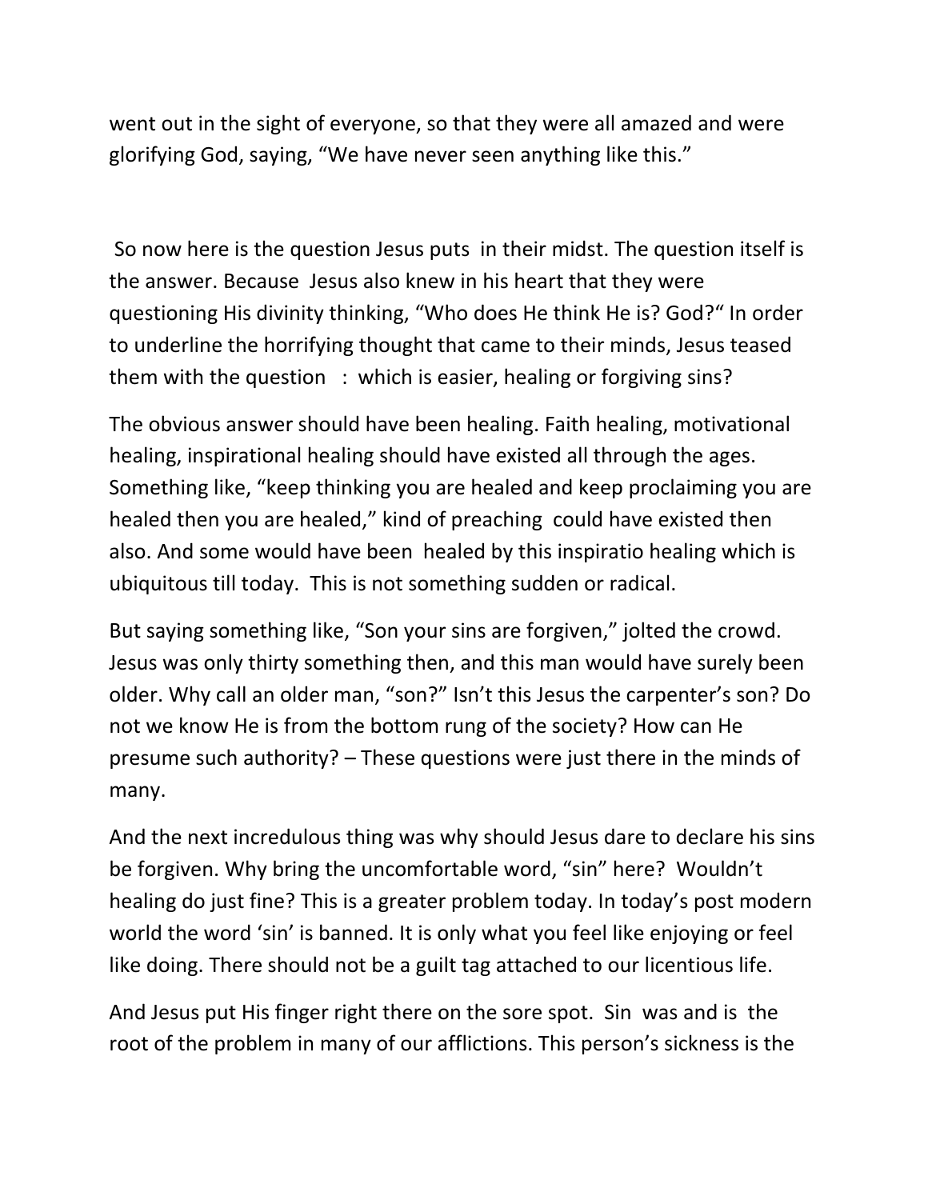went out in the sight of everyone, so that they were all amazed and were glorifying God, saying, “We have never seen anything like this.”

So now here is the question Jesus puts in their midst. The question itself is the answer. Because Jesus also knew in his heart that they were questioning His divinity thinking, “Who does He think He is? God?“ In order to underline the horrifying thought that came to their minds, Jesus teased them with the question : which is easier, healing or forgiving sins?

The obvious answer should have been healing. Faith healing, motivational healing, inspirational healing should have existed all through the ages. Something like, “keep thinking you are healed and keep proclaiming you are healed then you are healed,” kind of preaching could have existed then also. And some would have been healed by this inspiratio healing which is ubiquitous till today. This is not something sudden or radical.

But saying something like, “Son your sins are forgiven,” jolted the crowd. Jesus was only thirty something then, and this man would have surely been older. Why call an older man, “son?” Isn’t this Jesus the carpenter’s son? Do not we know He is from the bottom rung of the society? How can He presume such authority? – These questions were just there in the minds of many.

And the next incredulous thing was why should Jesus dare to declare his sins be forgiven. Why bring the uncomfortable word, “sin” here? Wouldn’t healing do just fine? This is a greater problem today. In today’s post modern world the word ‘sin’ is banned. It is only what you feel like enjoying or feel like doing. There should not be a guilt tag attached to our licentious life.

And Jesus put His finger right there on the sore spot. Sin was and is the root of the problem in many of our afflictions. This person’s sickness is the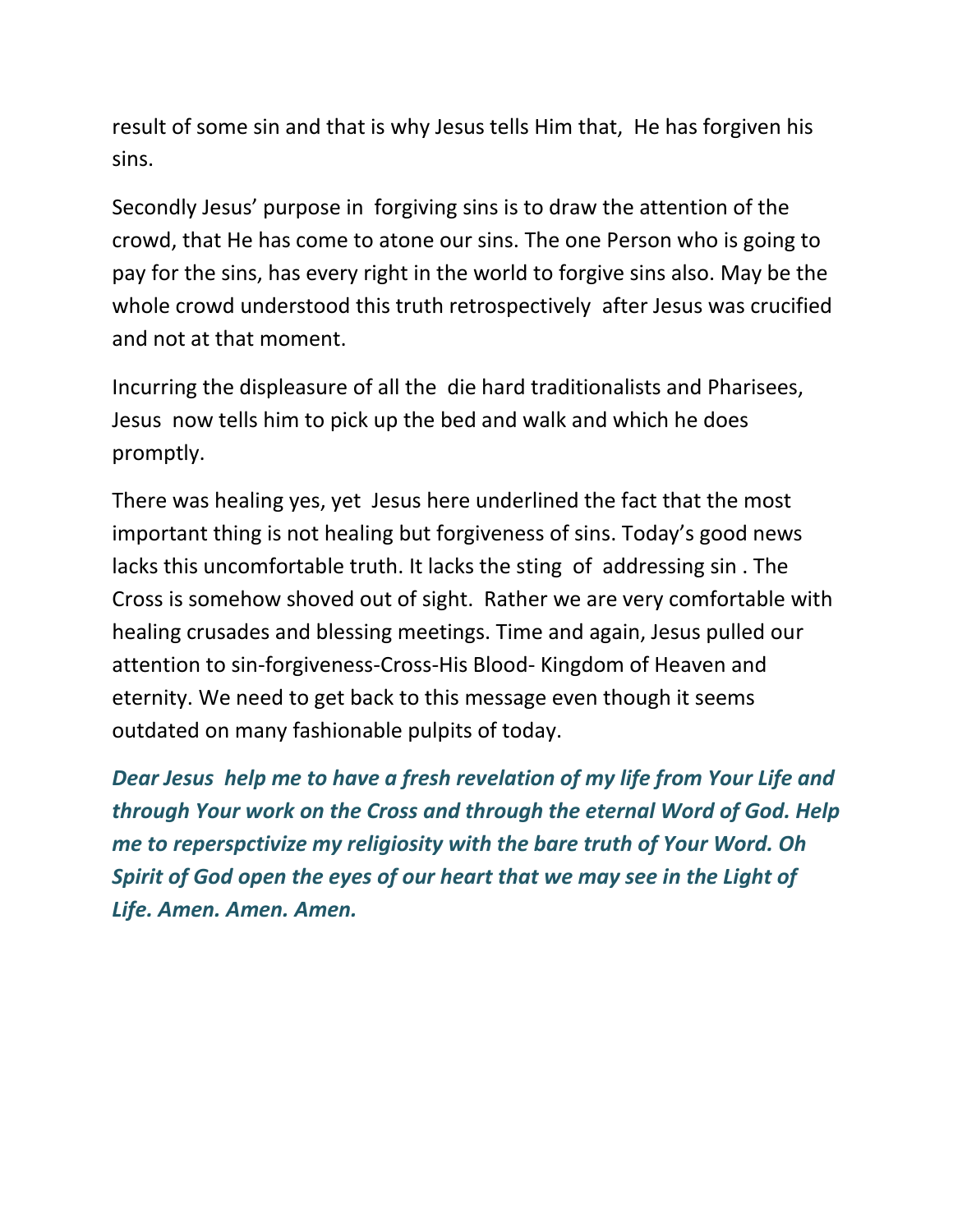result of some sin and that is why Jesus tells Him that, He has forgiven his sins.

Secondly Jesus' purpose in forgiving sins is to draw the attention of the crowd, that He has come to atone our sins. The one Person who is going to pay for the sins, has every right in the world to forgive sins also. May be the whole crowd understood this truth retrospectively after Jesus was crucified and not at that moment.

Incurring the displeasure of all the die hard traditionalists and Pharisees, Jesus now tells him to pick up the bed and walk and which he does promptly.

There was healing yes, yet Jesus here underlined the fact that the most important thing is not healing but forgiveness of sins. Today's good news lacks this uncomfortable truth. It lacks the sting of addressing sin . The Cross is somehow shoved out of sight. Rather we are very comfortable with healing crusades and blessing meetings. Time and again, Jesus pulled our attention to sin-forgiveness-Cross-His Blood- Kingdom of Heaven and eternity. We need to get back to this message even though it seems outdated on many fashionable pulpits of today.

***Dear Jesus help me to have a fresh revelation of my life from Your Life and through Your work on the Cross and through the eternal Word of God. Help me to reperspctivize my religiosity with the bare truth of Your Word. Oh Spirit of God open the eyes of our heart that we may see in the Light of Life. Amen. Amen. Amen.***